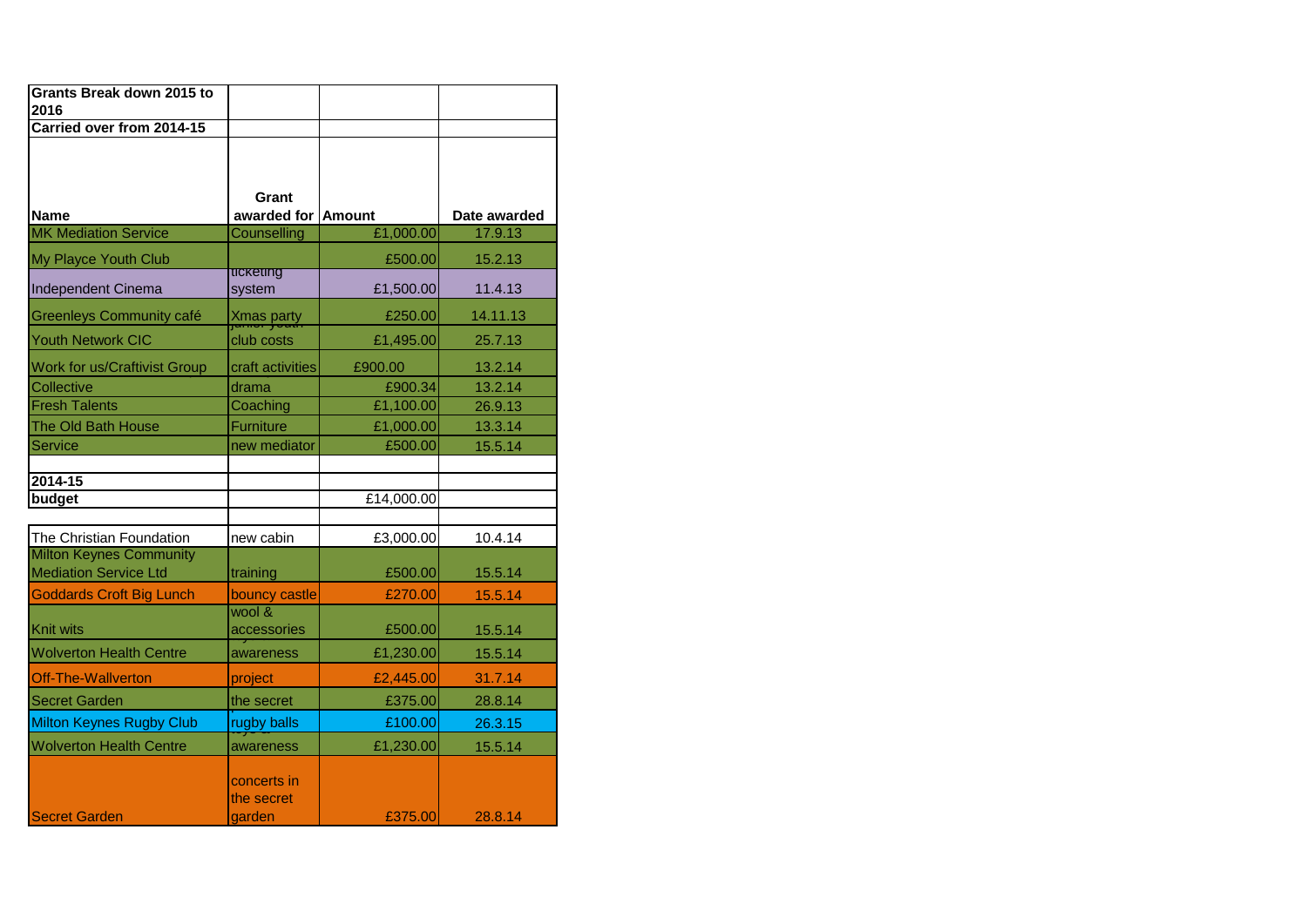| Grants Break down 2015 to 2016 | | | |
|---|---|---|---|
| Carried over from 2014-15 | | | |
| Name | Grant awarded for | Amount | Date awarded |
| MK Mediation Service | Counselling | £1,000.00 | 17.9.13 |
| My Playce Youth Club | | £500.00 | 15.2.13 |
| Independent Cinema | ticketing system | £1,500.00 | 11.4.13 |
| Greenleys Community café | Xmas party | £250.00 | 14.11.13 |
| Youth Network CIC | junior youth club costs | £1,495.00 | 25.7.13 |
| Work for us/Craftivist Group | craft activities | £900.00 | 13.2.14 |
| Collective | drama | £900.34 | 13.2.14 |
| Fresh Talents | Coaching | £1,100.00 | 26.9.13 |
| The Old Bath House | Furniture | £1,000.00 | 13.3.14 |
| Service | new mediator | £500.00 | 15.5.14 |
| | | | |
| 2014-15 | | | |
| budget | | £14,000.00 | |
| | | | |
| The Christian Foundation | new cabin | £3,000.00 | 10.4.14 |
| Milton Keynes Community Mediation Service Ltd | training | £500.00 | 15.5.14 |
| Goddards Croft Big Lunch | bouncy castle | £270.00 | 15.5.14 |
| Knit wits | wool & accessories | £500.00 | 15.5.14 |
| Wolverton Health Centre | awareness | £1,230.00 | 15.5.14 |
| Off-The-Wallverton | project | £2,445.00 | 31.7.14 |
| Secret Garden | the secret | £375.00 | 28.8.14 |
| Milton Keynes Rugby Club | rugby balls | £100.00 | 26.3.15 |
| Wolverton Health Centre | awareness | £1,230.00 | 15.5.14 |
| Secret Garden | concerts in the secret garden | £375.00 | 28.8.14 |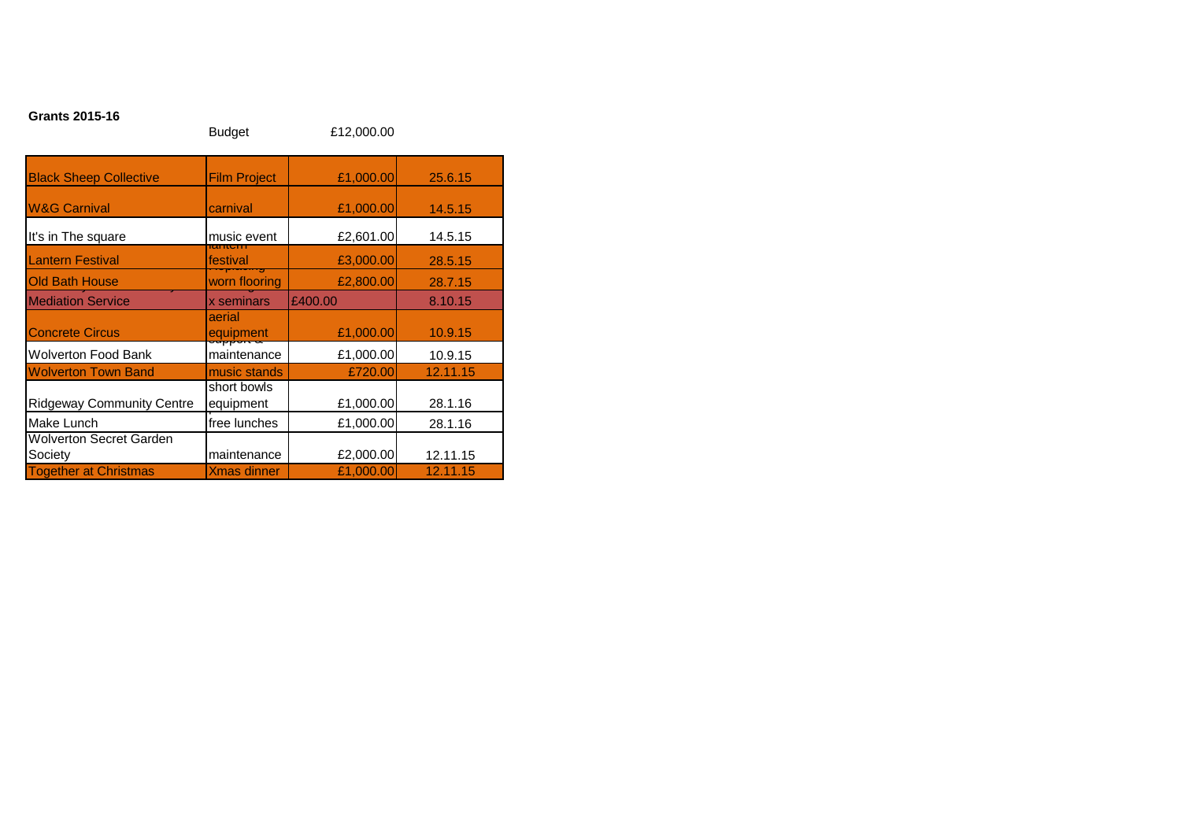**Grants 2015-16**

Budget £12,000.00

| | | | |
|---|---|---|---|
| Black Sheep Collective | Film Project | £1,000.00 | 25.6.15 |
| W&G Carnival | carnival | £1,000.00 | 14.5.15 |
| It's in The square | music event | £2,601.00 | 14.5.15 |
| Lantern Festival | festival | £3,000.00 | 28.5.15 |
| Old Bath House | worn flooring | £2,800.00 | 28.7.15 |
| Mediation Service | x seminars | £400.00 | 8.10.15 |
| Concrete Circus | aerial equipment | £1,000.00 | 10.9.15 |
| Wolverton Food Bank | maintenance | £1,000.00 | 10.9.15 |
| Wolverton Town Band | music stands | £720.00 | 12.11.15 |
| Ridgeway Community Centre | short bowls equipment | £1,000.00 | 28.1.16 |
| Make Lunch | free lunches | £1,000.00 | 28.1.16 |
| Wolverton Secret Garden Society | maintenance | £2,000.00 | 12.11.15 |
| Together at Christmas | Xmas dinner | £1,000.00 | 12.11.15 |